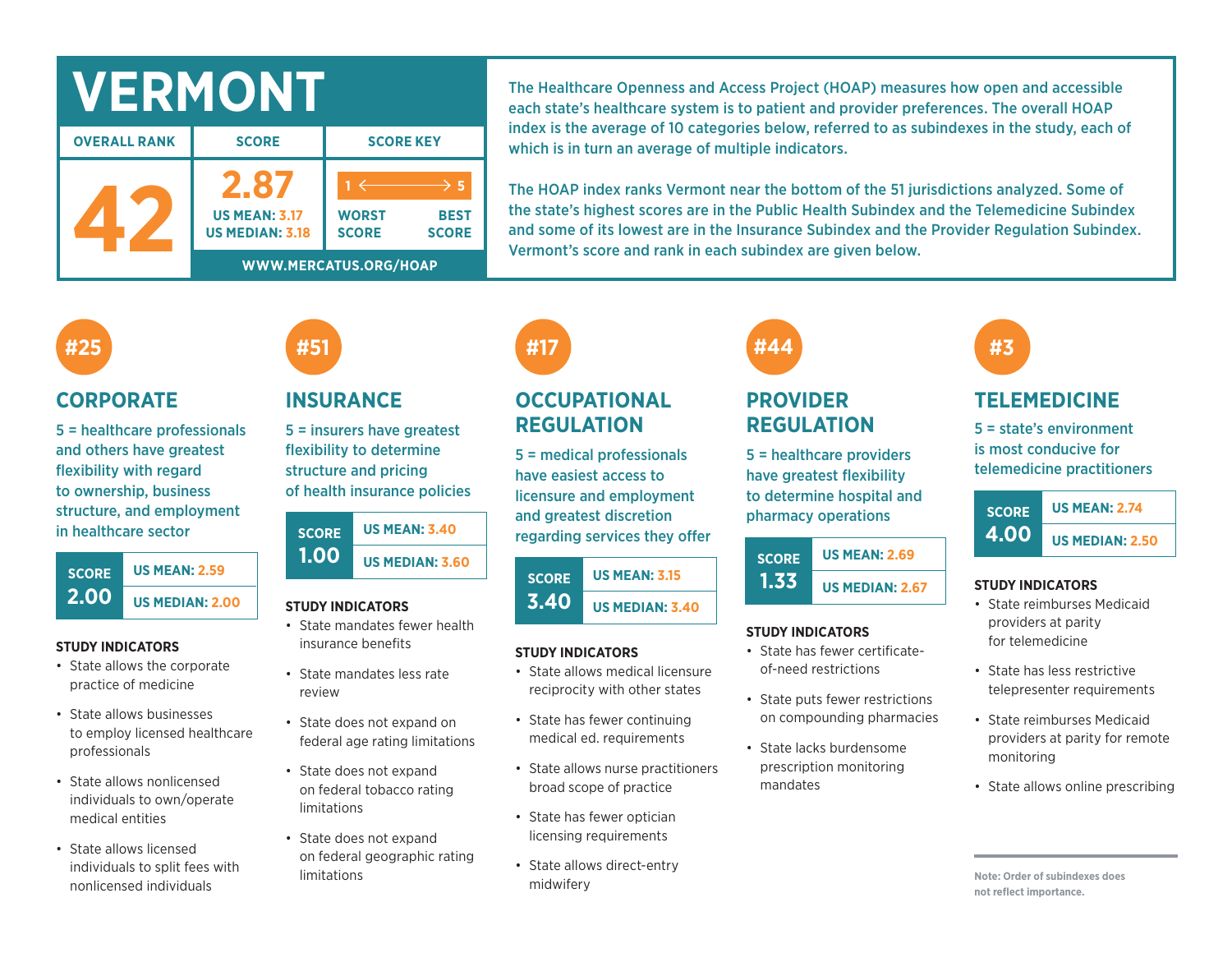# VERMONT

| OVERALL RANK | SCORE | SCORE KEY |
|---|---|---|
| 42 | 2.87<br>US MEAN: 3.17<br>US MEDIAN: 3.18 | 1 ← → 5<br>WORST SCORE — BEST SCORE |

WWW.MERCATUS.ORG/HOAP

The Healthcare Openness and Access Project (HOAP) measures how open and accessible each state's healthcare system is to patient and provider preferences. The overall HOAP index is the average of 10 categories below, referred to as subindexes in the study, each of which is in turn an average of multiple indicators.

The HOAP index ranks Vermont near the bottom of the 51 jurisdictions analyzed. Some of the state's highest scores are in the Public Health Subindex and the Telemedicine Subindex and some of its lowest are in the Insurance Subindex and the Provider Regulation Subindex. Vermont's score and rank in each subindex are given below.

## #25 CORPORATE

5 = healthcare professionals and others have greatest flexibility with regard to ownership, business structure, and employment in healthcare sector

| SCORE | |
|---|---|
| 2.00 | US MEAN: 2.59 |
| | US MEDIAN: 2.00 |

**STUDY INDICATORS**

- State allows the corporate practice of medicine
- State allows businesses to employ licensed healthcare professionals
- State allows nonlicensed individuals to own/operate medical entities
- State allows licensed individuals to split fees with nonlicensed individuals

## #51 INSURANCE

5 = insurers have greatest flexibility to determine structure and pricing of health insurance policies

| SCORE | |
|---|---|
| 1.00 | US MEAN: 3.40 |
| | US MEDIAN: 3.60 |

**STUDY INDICATORS**

- State mandates fewer health insurance benefits
- State mandates less rate review
- State does not expand on federal age rating limitations
- State does not expand on federal tobacco rating limitations
- State does not expand on federal geographic rating limitations

## #17 OCCUPATIONAL REGULATION

5 = medical professionals have easiest access to licensure and employment and greatest discretion regarding services they offer

| SCORE | |
|---|---|
| 3.40 | US MEAN: 3.15 |
| | US MEDIAN: 3.40 |

**STUDY INDICATORS**

- State allows medical licensure reciprocity with other states
- State has fewer continuing medical ed. requirements
- State allows nurse practitioners broad scope of practice
- State has fewer optician licensing requirements
- State allows direct-entry midwifery

## #44 PROVIDER REGULATION

5 = healthcare providers have greatest flexibility to determine hospital and pharmacy operations

| SCORE | |
|---|---|
| 1.33 | US MEAN: 2.69 |
| | US MEDIAN: 2.67 |

**STUDY INDICATORS**

- State has fewer certificate-of-need restrictions
- State puts fewer restrictions on compounding pharmacies
- State lacks burdensome prescription monitoring mandates

## #3 TELEMEDICINE

5 = state's environment is most conducive for telemedicine practitioners

| SCORE | |
|---|---|
| 4.00 | US MEAN: 2.74 |
| | US MEDIAN: 2.50 |

**STUDY INDICATORS**

- State reimburses Medicaid providers at parity for telemedicine
- State has less restrictive telepresenter requirements
- State reimburses Medicaid providers at parity for remote monitoring
- State allows online prescribing

Note: Order of subindexes does not reflect importance.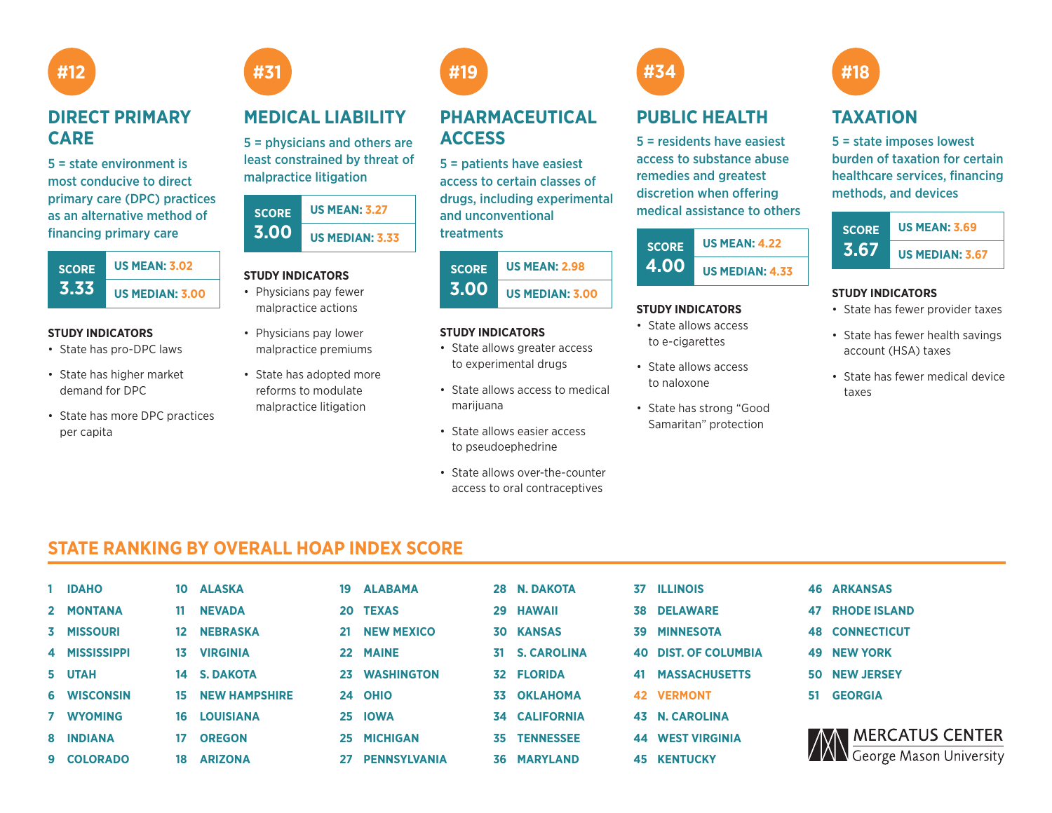**#12**

## DIRECT PRIMARY CARE

5 = state environment is most conducive to direct primary care (DPC) practices as an alternative method of financing primary care

| SCORE | US MEAN: 3.02 |
|---|---|
| 3.33 | US MEDIAN: 3.00 |

**STUDY INDICATORS**

- State has pro-DPC laws
- State has higher market demand for DPC
- State has more DPC practices per capita

**#31**

## MEDICAL LIABILITY

5 = physicians and others are least constrained by threat of malpractice litigation

| SCORE | US MEAN: 3.27 |
|---|---|
| 3.00 | US MEDIAN: 3.33 |

**STUDY INDICATORS**

- Physicians pay fewer malpractice actions
- Physicians pay lower malpractice premiums
- State has adopted more reforms to modulate malpractice litigation

**#19**

## PHARMACEUTICAL ACCESS

5 = patients have easiest access to certain classes of drugs, including experimental and unconventional treatments

| SCORE | US MEAN: 2.98 |
|---|---|
| 3.00 | US MEDIAN: 3.00 |

**STUDY INDICATORS**

- State allows greater access to experimental drugs
- State allows access to medical marijuana
- State allows easier access to pseudoephedrine
- State allows over-the-counter access to oral contraceptives

**#34**

## PUBLIC HEALTH

5 = residents have easiest access to substance abuse remedies and greatest discretion when offering medical assistance to others

| SCORE | US MEAN: 4.22 |
|---|---|
| 4.00 | US MEDIAN: 4.33 |

**STUDY INDICATORS**

- State allows access to e-cigarettes
- State allows access to naloxone
- State has strong "Good Samaritan" protection

**#18**

## TAXATION

5 = state imposes lowest burden of taxation for certain healthcare services, financing methods, and devices

| SCORE | US MEAN: 3.69 |
|---|---|
| 3.67 | US MEDIAN: 3.67 |

**STUDY INDICATORS**

- State has fewer provider taxes
- State has fewer health savings account (HSA) taxes
- State has fewer medical device taxes

## STATE RANKING BY OVERALL HOAP INDEX SCORE

1 IDAHO
2 MONTANA
3 MISSOURI
4 MISSISSIPPI
5 UTAH
6 WISCONSIN
7 WYOMING
8 INDIANA
9 COLORADO
10 ALASKA
11 NEVADA
12 NEBRASKA
13 VIRGINIA
14 S. DAKOTA
15 NEW HAMPSHIRE
16 LOUISIANA
17 OREGON
18 ARIZONA
19 ALABAMA
20 TEXAS
21 NEW MEXICO
22 MAINE
23 WASHINGTON
24 OHIO
25 IOWA
25 MICHIGAN
27 PENNSYLVANIA
28 N. DAKOTA
29 HAWAII
30 KANSAS
31 S. CAROLINA
32 FLORIDA
33 OKLAHOMA
34 CALIFORNIA
35 TENNESSEE
36 MARYLAND
37 ILLINOIS
38 DELAWARE
39 MINNESOTA
40 DIST. OF COLUMBIA
41 MASSACHUSETTS
42 VERMONT
43 N. CAROLINA
44 WEST VIRGINIA
45 KENTUCKY
46 ARKANSAS
47 RHODE ISLAND
48 CONNECTICUT
49 NEW YORK
50 NEW JERSEY
51 GEORGIA

MERCATUS CENTER
George Mason University